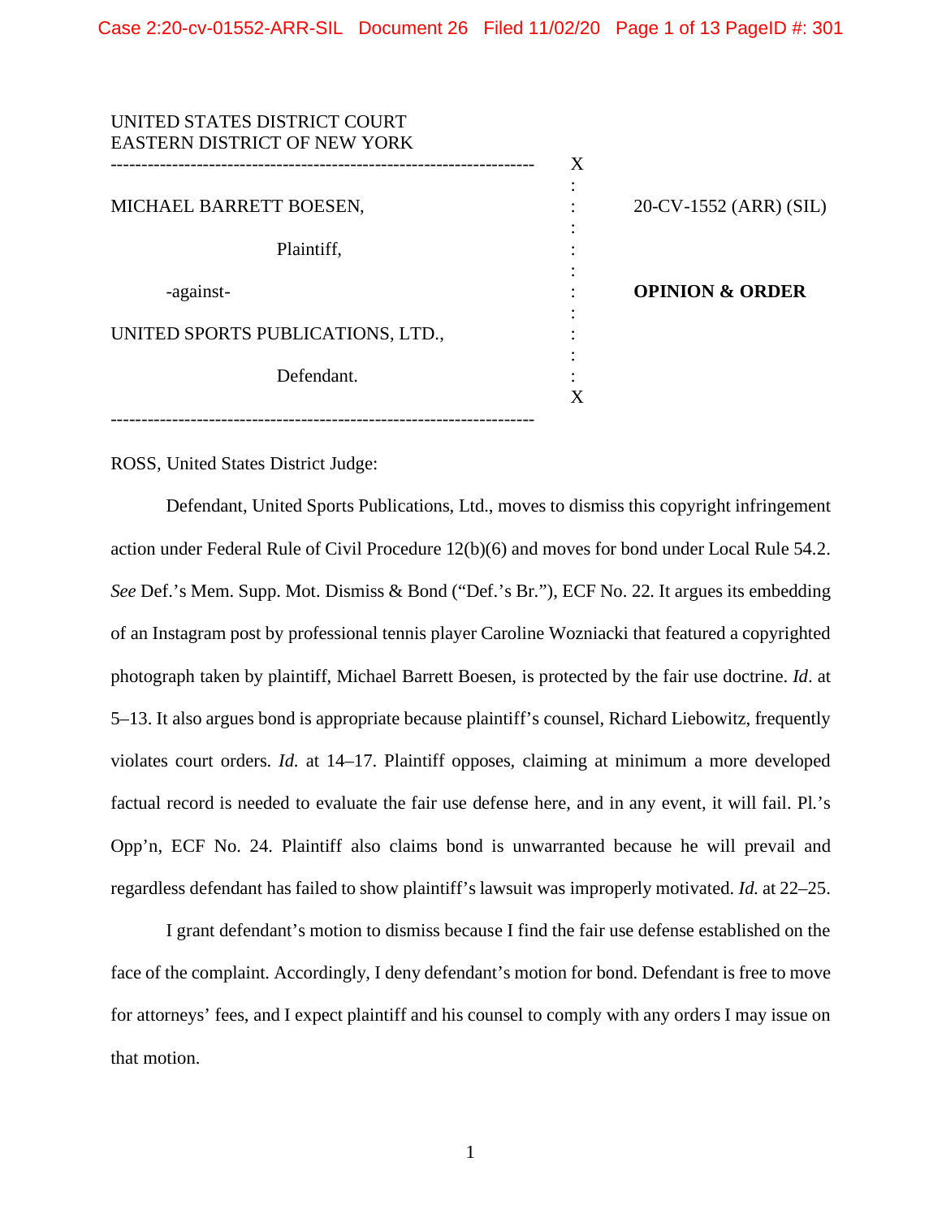UNITED STATES DISTRICT COURT
EASTERN DISTRICT OF NEW YORK

| | | |
|---|---|---|
| MICHAEL BARRETT BOESEN, Plaintiff, | | 20-CV-1552 (ARR) (SIL) |
| -against- | | **OPINION & ORDER** |
| UNITED SPORTS PUBLICATIONS, LTD., Defendant. | | |

ROSS, United States District Judge:

Defendant, United Sports Publications, Ltd., moves to dismiss this copyright infringement action under Federal Rule of Civil Procedure 12(b)(6) and moves for bond under Local Rule 54.2. *See* Def.'s Mem. Supp. Mot. Dismiss & Bond ("Def.'s Br."), ECF No. 22. It argues its embedding of an Instagram post by professional tennis player Caroline Wozniacki that featured a copyrighted photograph taken by plaintiff, Michael Barrett Boesen, is protected by the fair use doctrine. *Id*. at 5–13. It also argues bond is appropriate because plaintiff's counsel, Richard Liebowitz, frequently violates court orders. *Id.* at 14–17. Plaintiff opposes, claiming at minimum a more developed factual record is needed to evaluate the fair use defense here, and in any event, it will fail. Pl.'s Opp'n, ECF No. 24. Plaintiff also claims bond is unwarranted because he will prevail and regardless defendant has failed to show plaintiff's lawsuit was improperly motivated. *Id.* at 22–25.

I grant defendant's motion to dismiss because I find the fair use defense established on the face of the complaint. Accordingly, I deny defendant's motion for bond. Defendant is free to move for attorneys' fees, and I expect plaintiff and his counsel to comply with any orders I may issue on that motion.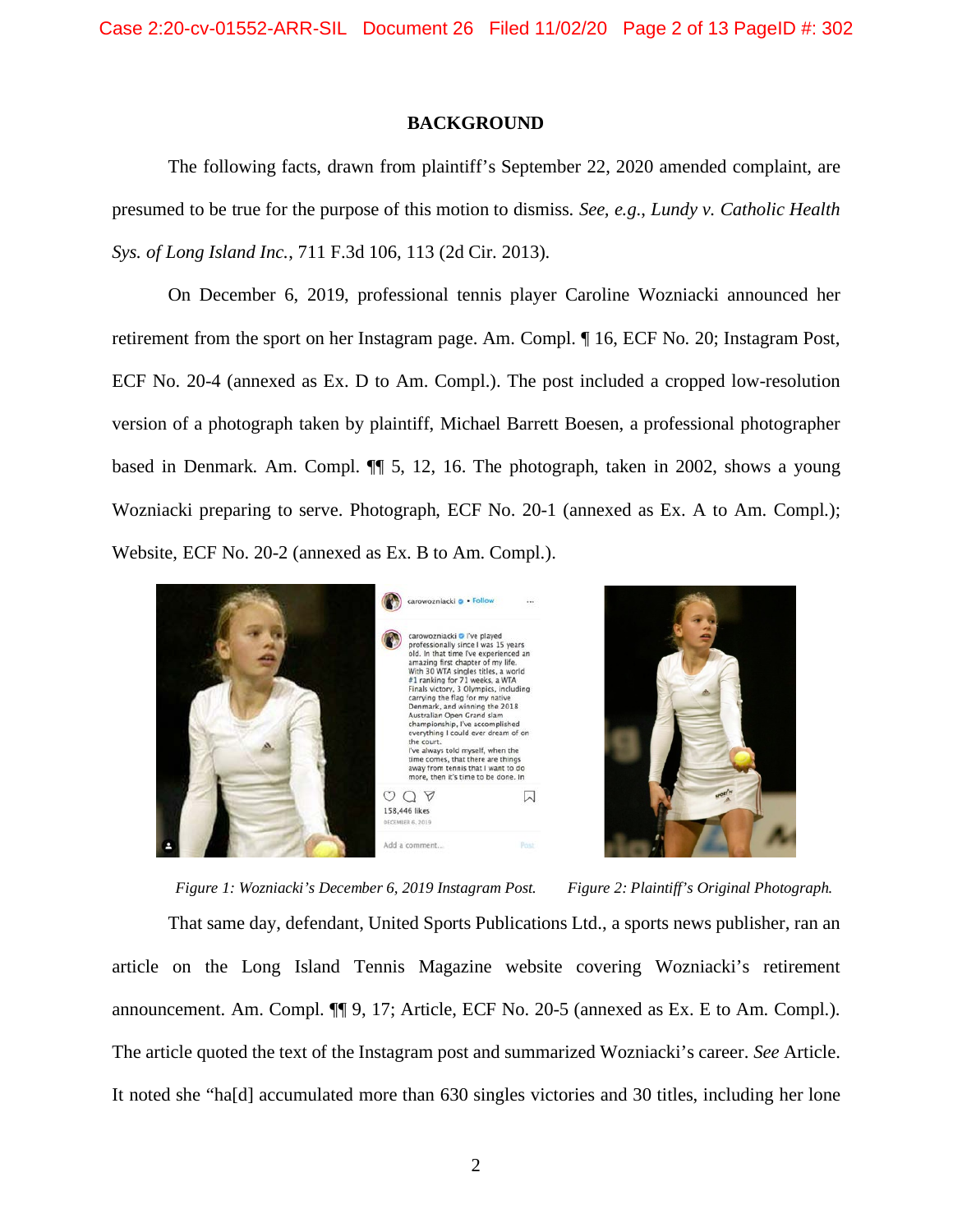## BACKGROUND

The following facts, drawn from plaintiff's September 22, 2020 amended complaint, are presumed to be true for the purpose of this motion to dismiss. *See, e.g.*, *Lundy v. Catholic Health Sys. of Long Island Inc.*, 711 F.3d 106, 113 (2d Cir. 2013).

On December 6, 2019, professional tennis player Caroline Wozniacki announced her retirement from the sport on her Instagram page. Am. Compl. ¶ 16, ECF No. 20; Instagram Post, ECF No. 20-4 (annexed as Ex. D to Am. Compl.). The post included a cropped low-resolution version of a photograph taken by plaintiff, Michael Barrett Boesen, a professional photographer based in Denmark. Am. Compl. ¶¶ 5, 12, 16. The photograph, taken in 2002, shows a young Wozniacki preparing to serve. Photograph, ECF No. 20-1 (annexed as Ex. A to Am. Compl.); Website, ECF No. 20-2 (annexed as Ex. B to Am. Compl.).

*Figure 1: Wozniacki's December 6, 2019 Instagram Post.*

*Figure 2: Plaintiff's Original Photograph.*

That same day, defendant, United Sports Publications Ltd., a sports news publisher, ran an article on the Long Island Tennis Magazine website covering Wozniacki's retirement announcement. Am. Compl. ¶¶ 9, 17; Article, ECF No. 20-5 (annexed as Ex. E to Am. Compl.). The article quoted the text of the Instagram post and summarized Wozniacki's career. *See* Article. It noted she "ha[d] accumulated more than 630 singles victories and 30 titles, including her lone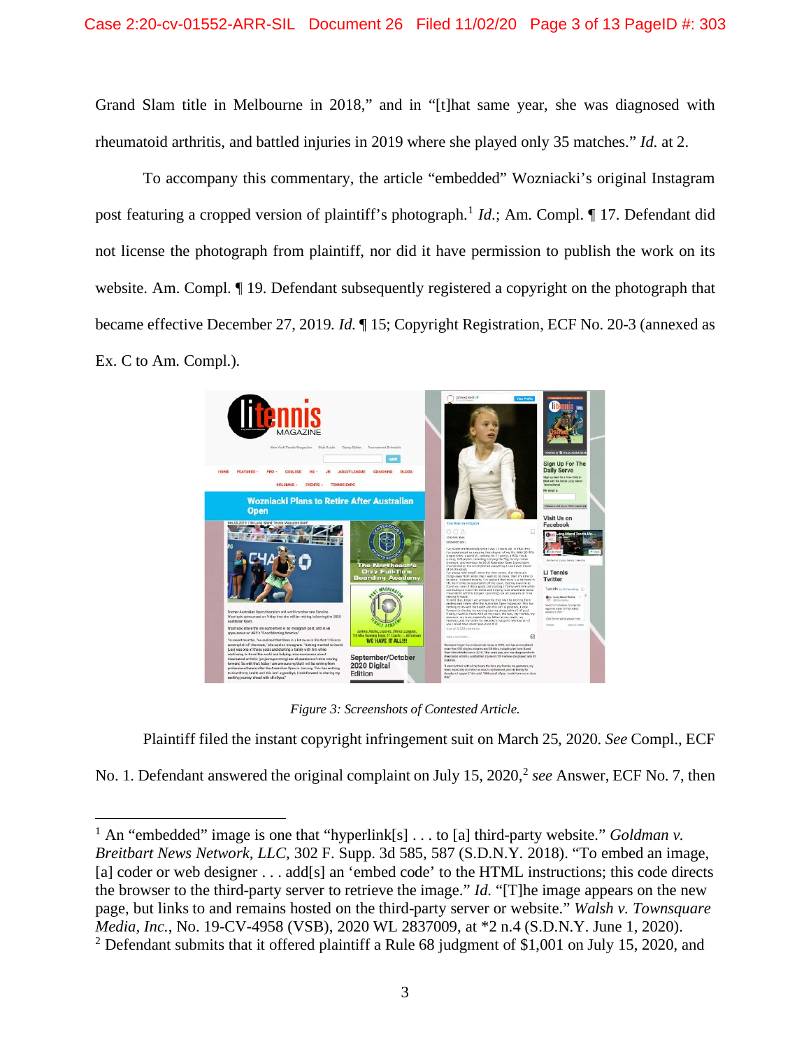Grand Slam title in Melbourne in 2018," and in "[t]hat same year, she was diagnosed with rheumatoid arthritis, and battled injuries in 2019 where she played only 35 matches." *Id.* at 2.

To accompany this commentary, the article "embedded" Wozniacki's original Instagram post featuring a cropped version of plaintiff's photograph.[1] *Id.*; Am. Compl. ¶ 17. Defendant did not license the photograph from plaintiff, nor did it have permission to publish the work on its website. Am. Compl. ¶ 19. Defendant subsequently registered a copyright on the photograph that became effective December 27, 2019. *Id.* ¶ 15; Copyright Registration, ECF No. 20-3 (annexed as Ex. C to Am. Compl.).

*Figure 3: Screenshots of Contested Article.*

Plaintiff filed the instant copyright infringement suit on March 25, 2020. *See* Compl., ECF No. 1. Defendant answered the original complaint on July 15, 2020,[2] *see* Answer, ECF No. 7, then

---

[1] An "embedded" image is one that "hyperlink[s] . . . to [a] third-party website." *Goldman v. Breitbart News Network, LLC*, 302 F. Supp. 3d 585, 587 (S.D.N.Y. 2018). "To embed an image, [a] coder or web designer . . . add[s] an 'embed code' to the HTML instructions; this code directs the browser to the third-party server to retrieve the image." *Id.* "[T]he image appears on the new page, but links to and remains hosted on the third-party server or website." *Walsh v. Townsquare Media, Inc.*, No. 19-CV-4958 (VSB), 2020 WL 2837009, at *2 n.4 (S.D.N.Y. June 1, 2020).

[2] Defendant submits that it offered plaintiff a Rule 68 judgment of $1,001 on July 15, 2020, and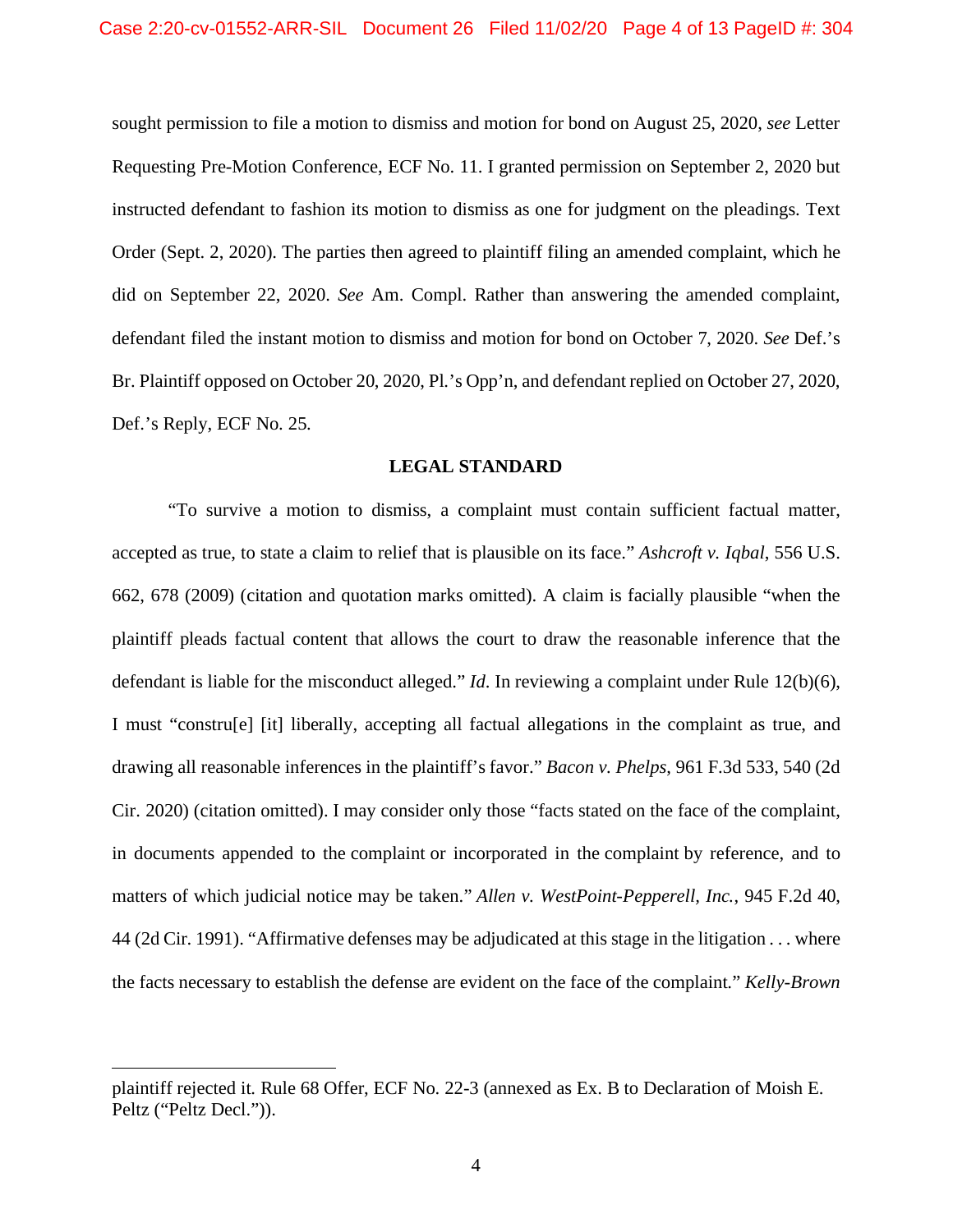sought permission to file a motion to dismiss and motion for bond on August 25, 2020, *see* Letter Requesting Pre-Motion Conference, ECF No. 11. I granted permission on September 2, 2020 but instructed defendant to fashion its motion to dismiss as one for judgment on the pleadings. Text Order (Sept. 2, 2020). The parties then agreed to plaintiff filing an amended complaint, which he did on September 22, 2020. *See* Am. Compl. Rather than answering the amended complaint, defendant filed the instant motion to dismiss and motion for bond on October 7, 2020. *See* Def.'s Br. Plaintiff opposed on October 20, 2020, Pl.'s Opp'n, and defendant replied on October 27, 2020, Def.'s Reply, ECF No. 25.

## LEGAL STANDARD

"To survive a motion to dismiss, a complaint must contain sufficient factual matter, accepted as true, to state a claim to relief that is plausible on its face." *Ashcroft v. Iqbal*, 556 U.S. 662, 678 (2009) (citation and quotation marks omitted). A claim is facially plausible "when the plaintiff pleads factual content that allows the court to draw the reasonable inference that the defendant is liable for the misconduct alleged." *Id*. In reviewing a complaint under Rule 12(b)(6), I must "constru[e] [it] liberally, accepting all factual allegations in the complaint as true, and drawing all reasonable inferences in the plaintiff's favor." *Bacon v. Phelps*, 961 F.3d 533, 540 (2d Cir. 2020) (citation omitted). I may consider only those "facts stated on the face of the complaint, in documents appended to the complaint or incorporated in the complaint by reference, and to matters of which judicial notice may be taken." *Allen v. WestPoint-Pepperell, Inc.*, 945 F.2d 40, 44 (2d Cir. 1991). "Affirmative defenses may be adjudicated at this stage in the litigation . . . where the facts necessary to establish the defense are evident on the face of the complaint." *Kelly-Brown*

---

plaintiff rejected it. Rule 68 Offer, ECF No. 22-3 (annexed as Ex. B to Declaration of Moish E. Peltz ("Peltz Decl.")).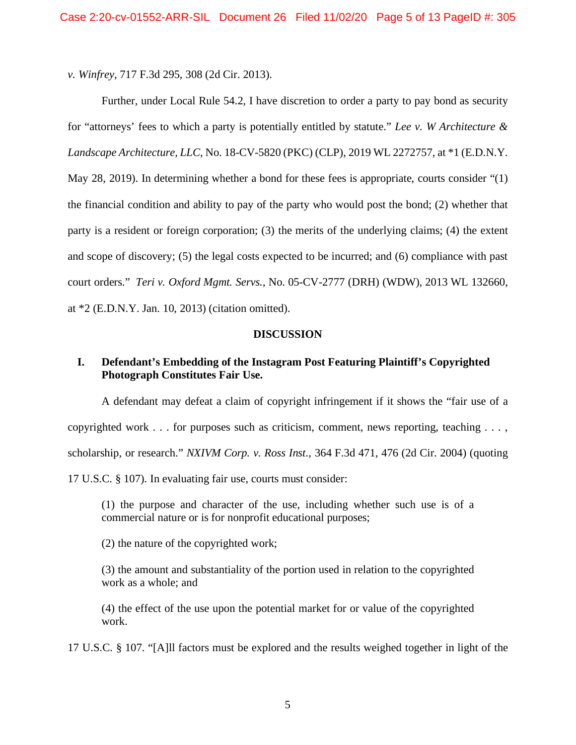*v. Winfrey*, 717 F.3d 295, 308 (2d Cir. 2013).

Further, under Local Rule 54.2, I have discretion to order a party to pay bond as security for "attorneys' fees to which a party is potentially entitled by statute." *Lee v. W Architecture & Landscape Architecture, LLC*, No. 18-CV-5820 (PKC) (CLP), 2019 WL 2272757, at *1 (E.D.N.Y. May 28, 2019). In determining whether a bond for these fees is appropriate, courts consider "(1) the financial condition and ability to pay of the party who would post the bond; (2) whether that party is a resident or foreign corporation; (3) the merits of the underlying claims; (4) the extent and scope of discovery; (5) the legal costs expected to be incurred; and (6) compliance with past court orders." *Teri v. Oxford Mgmt. Servs.*, No. 05-CV-2777 (DRH) (WDW), 2013 WL 132660, at *2 (E.D.N.Y. Jan. 10, 2013) (citation omitted).

## DISCUSSION

### I. Defendant's Embedding of the Instagram Post Featuring Plaintiff's Copyrighted Photograph Constitutes Fair Use.

A defendant may defeat a claim of copyright infringement if it shows the "fair use of a copyrighted work . . . for purposes such as criticism, comment, news reporting, teaching . . . , scholarship, or research." *NXIVM Corp. v. Ross Inst*., 364 F.3d 471, 476 (2d Cir. 2004) (quoting 17 U.S.C. § 107). In evaluating fair use, courts must consider:

> (1) the purpose and character of the use, including whether such use is of a commercial nature or is for nonprofit educational purposes;
>
> (2) the nature of the copyrighted work;
>
> (3) the amount and substantiality of the portion used in relation to the copyrighted work as a whole; and
>
> (4) the effect of the use upon the potential market for or value of the copyrighted work.

17 U.S.C. § 107. "[A]ll factors must be explored and the results weighed together in light of the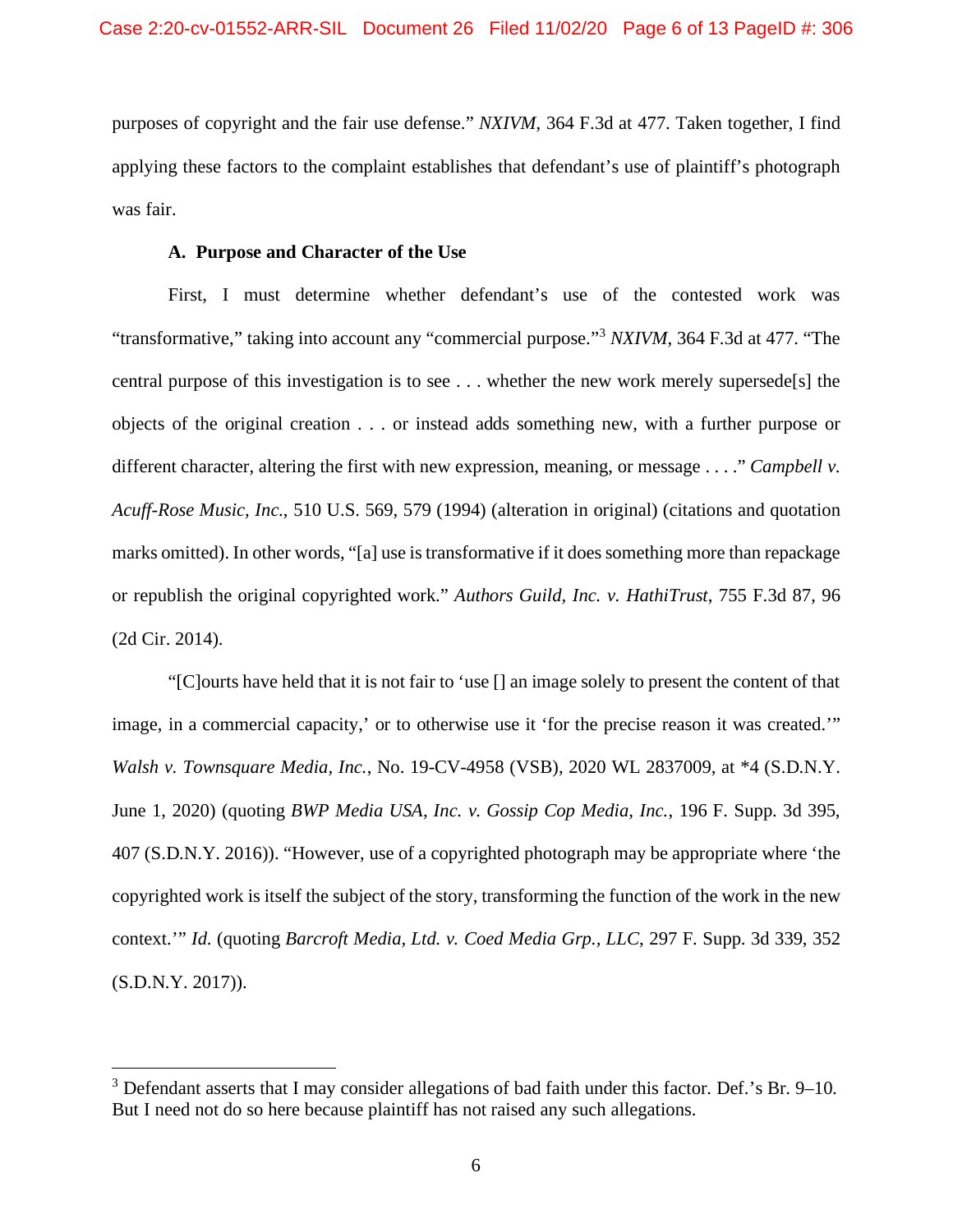purposes of copyright and the fair use defense." *NXIVM*, 364 F.3d at 477. Taken together, I find applying these factors to the complaint establishes that defendant's use of plaintiff's photograph was fair.

**A. Purpose and Character of the Use**

First, I must determine whether defendant's use of the contested work was "transformative," taking into account any "commercial purpose."[3] *NXIVM*, 364 F.3d at 477. "The central purpose of this investigation is to see . . . whether the new work merely supersede[s] the objects of the original creation . . . or instead adds something new, with a further purpose or different character, altering the first with new expression, meaning, or message . . . ." *Campbell v. Acuff-Rose Music, Inc.*, 510 U.S. 569, 579 (1994) (alteration in original) (citations and quotation marks omitted). In other words, "[a] use is transformative if it does something more than repackage or republish the original copyrighted work." *Authors Guild, Inc. v. HathiTrust*, 755 F.3d 87, 96 (2d Cir. 2014).

"[C]ourts have held that it is not fair to 'use [] an image solely to present the content of that image, in a commercial capacity,' or to otherwise use it 'for the precise reason it was created.'" *Walsh v. Townsquare Media, Inc.*, No. 19-CV-4958 (VSB), 2020 WL 2837009, at *4 (S.D.N.Y. June 1, 2020) (quoting *BWP Media USA, Inc. v. Gossip Cop Media, Inc.*, 196 F. Supp. 3d 395, 407 (S.D.N.Y. 2016)). "However, use of a copyrighted photograph may be appropriate where 'the copyrighted work is itself the subject of the story, transforming the function of the work in the new context.'" *Id.* (quoting *Barcroft Media, Ltd. v. Coed Media Grp., LLC*, 297 F. Supp. 3d 339, 352 (S.D.N.Y. 2017)).

---

[3] Defendant asserts that I may consider allegations of bad faith under this factor. Def.'s Br. 9–10. But I need not do so here because plaintiff has not raised any such allegations.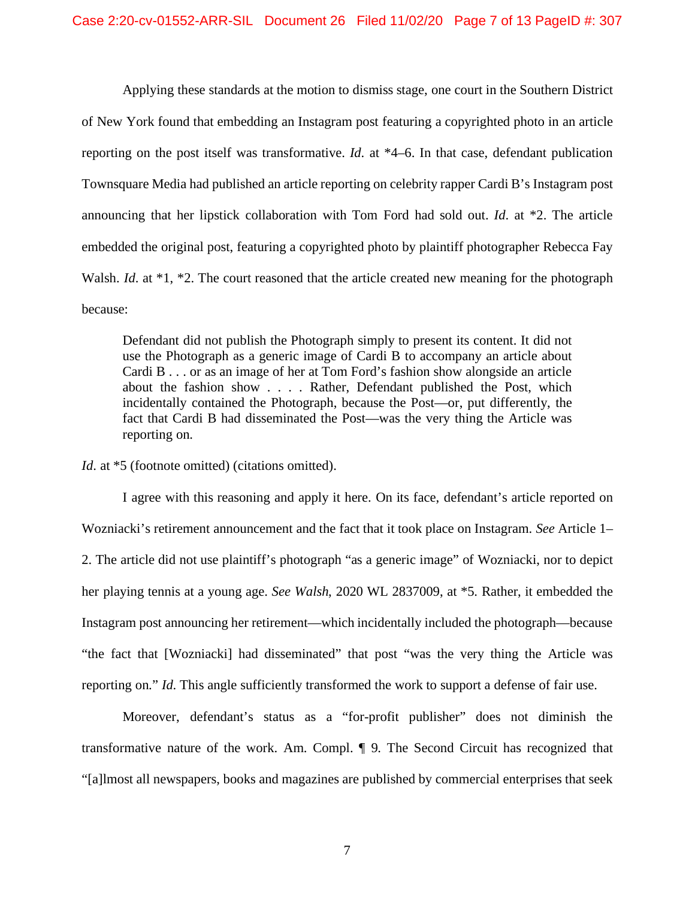Applying these standards at the motion to dismiss stage, one court in the Southern District of New York found that embedding an Instagram post featuring a copyrighted photo in an article reporting on the post itself was transformative. *Id.* at *4–6. In that case, defendant publication Townsquare Media had published an article reporting on celebrity rapper Cardi B's Instagram post announcing that her lipstick collaboration with Tom Ford had sold out. *Id.* at *2. The article embedded the original post, featuring a copyrighted photo by plaintiff photographer Rebecca Fay Walsh. *Id.* at *1, *2. The court reasoned that the article created new meaning for the photograph because:

> Defendant did not publish the Photograph simply to present its content. It did not use the Photograph as a generic image of Cardi B to accompany an article about Cardi B . . . or as an image of her at Tom Ford's fashion show alongside an article about the fashion show . . . . Rather, Defendant published the Post, which incidentally contained the Photograph, because the Post—or, put differently, the fact that Cardi B had disseminated the Post—was the very thing the Article was reporting on.

*Id.* at *5 (footnote omitted) (citations omitted).

I agree with this reasoning and apply it here. On its face, defendant's article reported on Wozniacki's retirement announcement and the fact that it took place on Instagram. *See* Article 1–2. The article did not use plaintiff's photograph "as a generic image" of Wozniacki, nor to depict her playing tennis at a young age. *See Walsh*, 2020 WL 2837009, at *5. Rather, it embedded the Instagram post announcing her retirement—which incidentally included the photograph—because "the fact that [Wozniacki] had disseminated" that post "was the very thing the Article was reporting on." *Id.* This angle sufficiently transformed the work to support a defense of fair use.

Moreover, defendant's status as a "for-profit publisher" does not diminish the transformative nature of the work. Am. Compl. ¶ 9. The Second Circuit has recognized that "[a]lmost all newspapers, books and magazines are published by commercial enterprises that seek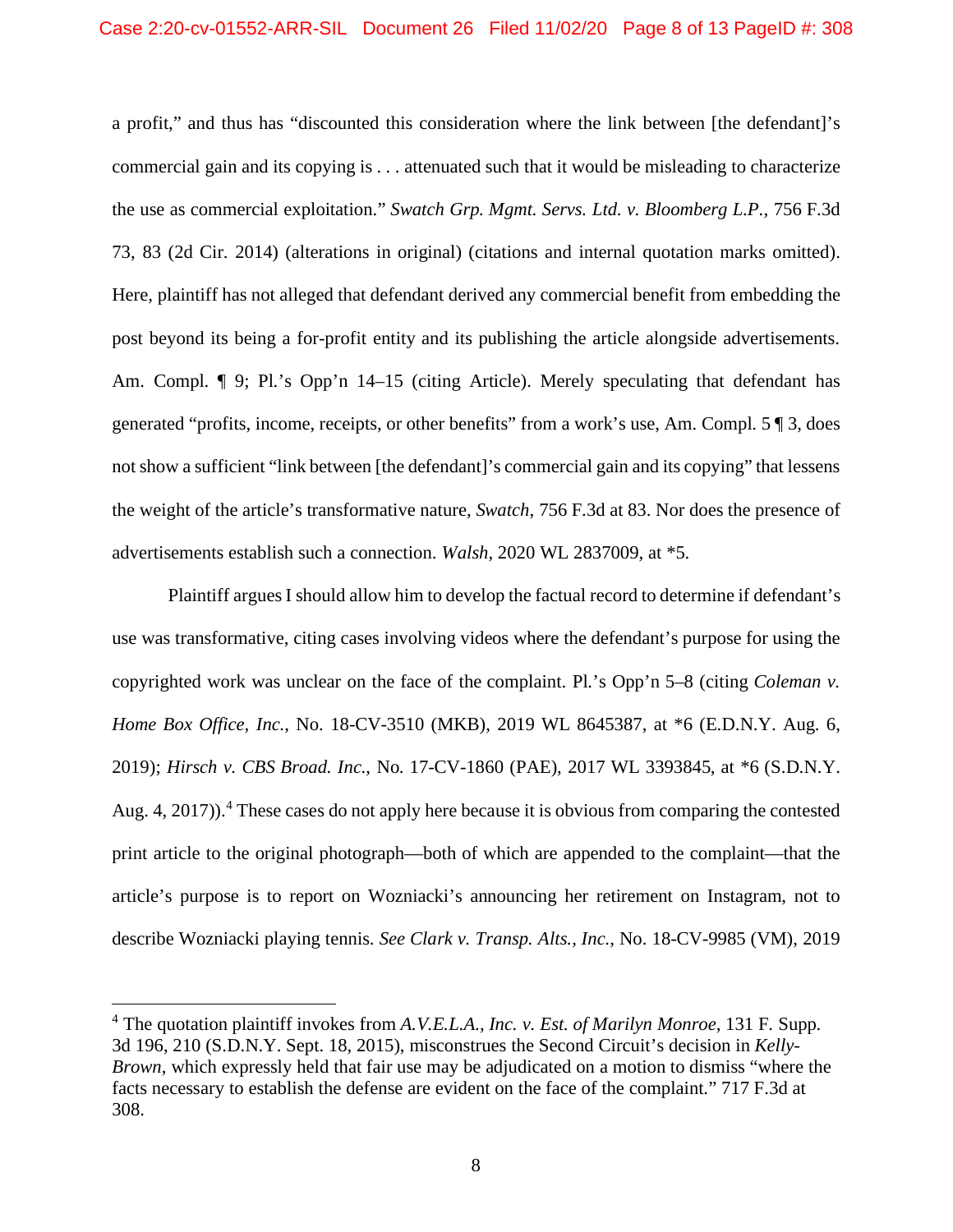a profit," and thus has "discounted this consideration where the link between [the defendant]'s commercial gain and its copying is . . . attenuated such that it would be misleading to characterize the use as commercial exploitation." *Swatch Grp. Mgmt. Servs. Ltd. v. Bloomberg L.P.*, 756 F.3d 73, 83 (2d Cir. 2014) (alterations in original) (citations and internal quotation marks omitted). Here, plaintiff has not alleged that defendant derived any commercial benefit from embedding the post beyond its being a for-profit entity and its publishing the article alongside advertisements. Am. Compl. ¶ 9; Pl.'s Opp'n 14–15 (citing Article). Merely speculating that defendant has generated "profits, income, receipts, or other benefits" from a work's use, Am. Compl. 5 ¶ 3, does not show a sufficient "link between [the defendant]'s commercial gain and its copying" that lessens the weight of the article's transformative nature, *Swatch*, 756 F.3d at 83. Nor does the presence of advertisements establish such a connection. *Walsh*, 2020 WL 2837009, at *5.

Plaintiff argues I should allow him to develop the factual record to determine if defendant's use was transformative, citing cases involving videos where the defendant's purpose for using the copyrighted work was unclear on the face of the complaint. Pl.'s Opp'n 5–8 (citing *Coleman v. Home Box Office, Inc.*, No. 18-CV-3510 (MKB), 2019 WL 8645387, at *6 (E.D.N.Y. Aug. 6, 2019); *Hirsch v. CBS Broad. Inc.*, No. 17-CV-1860 (PAE), 2017 WL 3393845, at *6 (S.D.N.Y. Aug. 4, 2017)).[4] These cases do not apply here because it is obvious from comparing the contested print article to the original photograph—both of which are appended to the complaint—that the article's purpose is to report on Wozniacki's announcing her retirement on Instagram, not to describe Wozniacki playing tennis. *See Clark v. Transp. Alts., Inc.*, No. 18-CV-9985 (VM), 2019

---

[4] The quotation plaintiff invokes from *A.V.E.L.A., Inc. v. Est. of Marilyn Monroe*, 131 F. Supp. 3d 196, 210 (S.D.N.Y. Sept. 18, 2015), misconstrues the Second Circuit's decision in *Kelly-Brown*, which expressly held that fair use may be adjudicated on a motion to dismiss "where the facts necessary to establish the defense are evident on the face of the complaint." 717 F.3d at 308.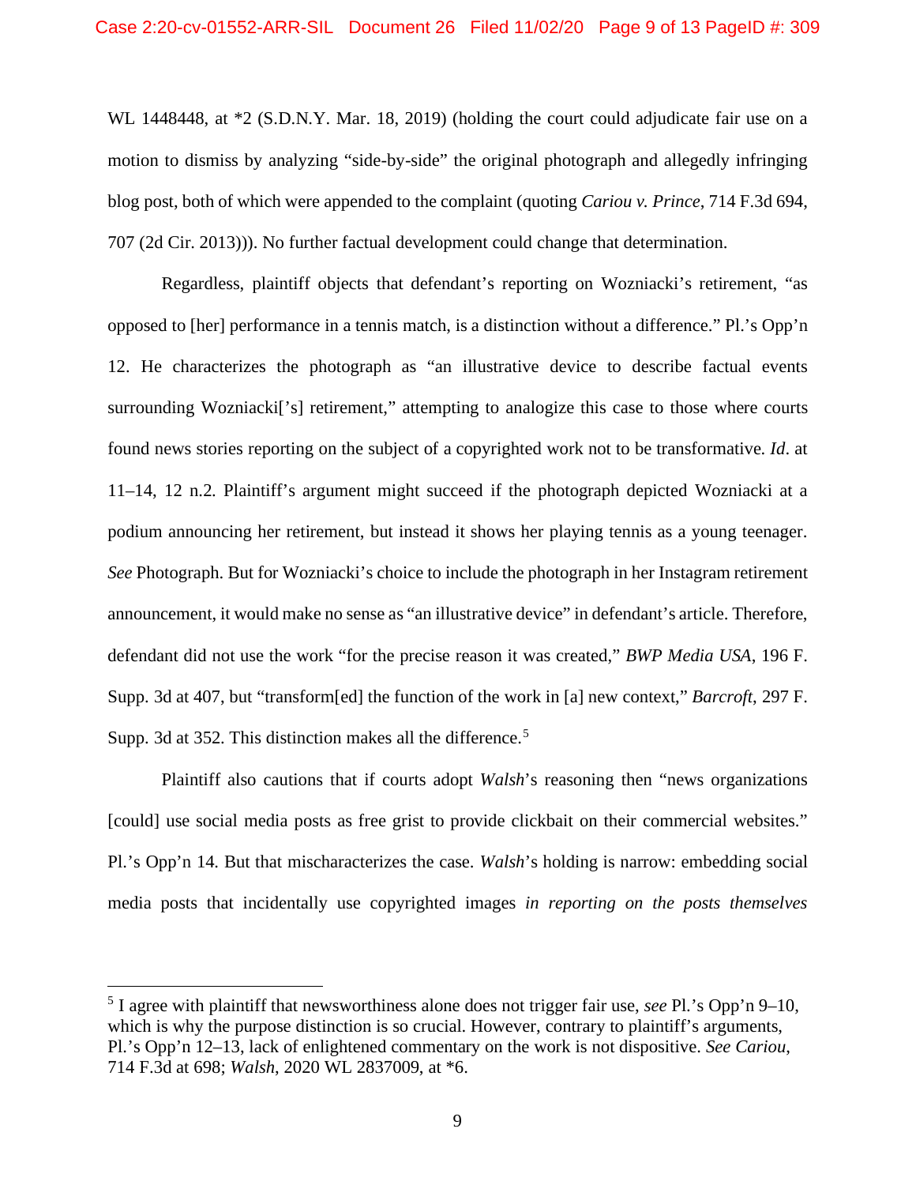WL 1448448, at *2 (S.D.N.Y. Mar. 18, 2019) (holding the court could adjudicate fair use on a motion to dismiss by analyzing "side-by-side" the original photograph and allegedly infringing blog post, both of which were appended to the complaint (quoting *Cariou v. Prince*, 714 F.3d 694, 707 (2d Cir. 2013))). No further factual development could change that determination.

Regardless, plaintiff objects that defendant's reporting on Wozniacki's retirement, "as opposed to [her] performance in a tennis match, is a distinction without a difference." Pl.'s Opp'n 12. He characterizes the photograph as "an illustrative device to describe factual events surrounding Wozniacki['s] retirement," attempting to analogize this case to those where courts found news stories reporting on the subject of a copyrighted work not to be transformative. *Id*. at 11–14, 12 n.2. Plaintiff's argument might succeed if the photograph depicted Wozniacki at a podium announcing her retirement, but instead it shows her playing tennis as a young teenager. *See* Photograph. But for Wozniacki's choice to include the photograph in her Instagram retirement announcement, it would make no sense as "an illustrative device" in defendant's article. Therefore, defendant did not use the work "for the precise reason it was created," *BWP Media USA*, 196 F. Supp. 3d at 407, but "transform[ed] the function of the work in [a] new context," *Barcroft*, 297 F. Supp. 3d at 352. This distinction makes all the difference.[5]

Plaintiff also cautions that if courts adopt *Walsh*'s reasoning then "news organizations [could] use social media posts as free grist to provide clickbait on their commercial websites." Pl.'s Opp'n 14. But that mischaracterizes the case. *Walsh*'s holding is narrow: embedding social media posts that incidentally use copyrighted images *in reporting on the posts themselves*

---

[5] I agree with plaintiff that newsworthiness alone does not trigger fair use, *see* Pl.'s Opp'n 9–10, which is why the purpose distinction is so crucial. However, contrary to plaintiff's arguments, Pl.'s Opp'n 12–13, lack of enlightened commentary on the work is not dispositive. *See Cariou*, 714 F.3d at 698; *Walsh*, 2020 WL 2837009, at *6.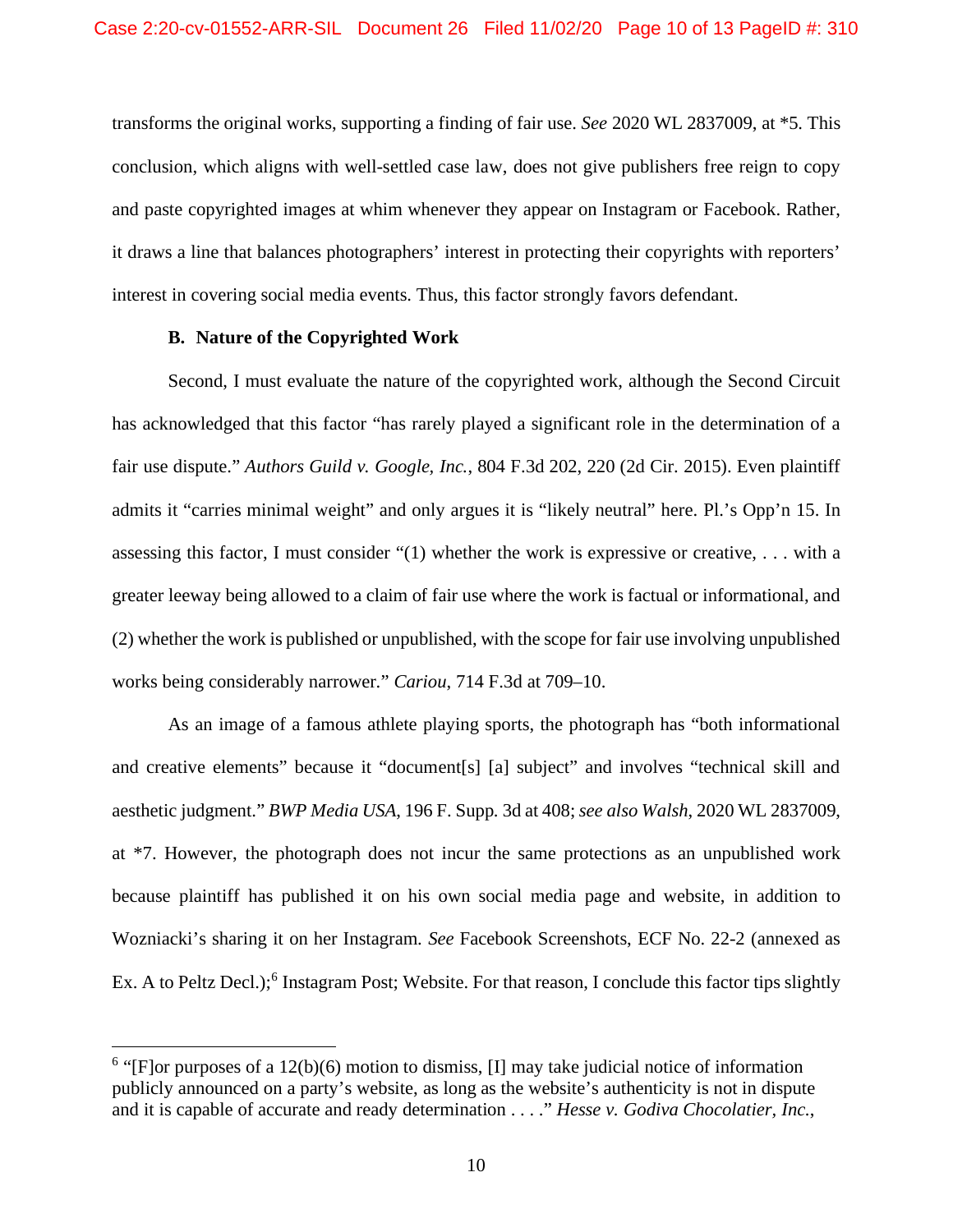transforms the original works, supporting a finding of fair use. *See* 2020 WL 2837009, at *5. This conclusion, which aligns with well-settled case law, does not give publishers free reign to copy and paste copyrighted images at whim whenever they appear on Instagram or Facebook. Rather, it draws a line that balances photographers' interest in protecting their copyrights with reporters' interest in covering social media events. Thus, this factor strongly favors defendant.

### B. Nature of the Copyrighted Work

Second, I must evaluate the nature of the copyrighted work, although the Second Circuit has acknowledged that this factor "has rarely played a significant role in the determination of a fair use dispute." *Authors Guild v. Google, Inc.*, 804 F.3d 202, 220 (2d Cir. 2015). Even plaintiff admits it "carries minimal weight" and only argues it is "likely neutral" here. Pl.'s Opp'n 15. In assessing this factor, I must consider "(1) whether the work is expressive or creative, . . . with a greater leeway being allowed to a claim of fair use where the work is factual or informational, and (2) whether the work is published or unpublished, with the scope for fair use involving unpublished works being considerably narrower." *Cariou*, 714 F.3d at 709–10.

As an image of a famous athlete playing sports, the photograph has "both informational and creative elements" because it "document[s] [a] subject" and involves "technical skill and aesthetic judgment." *BWP Media USA*, 196 F. Supp. 3d at 408; *see also Walsh*, 2020 WL 2837009, at *7. However, the photograph does not incur the same protections as an unpublished work because plaintiff has published it on his own social media page and website, in addition to Wozniacki's sharing it on her Instagram. *See* Facebook Screenshots, ECF No. 22-2 (annexed as Ex. A to Peltz Decl.);[6] Instagram Post; Website. For that reason, I conclude this factor tips slightly

---

[6] "[F]or purposes of a 12(b)(6) motion to dismiss, [I] may take judicial notice of information publicly announced on a party's website, as long as the website's authenticity is not in dispute and it is capable of accurate and ready determination . . . ." *Hesse v. Godiva Chocolatier, Inc.*,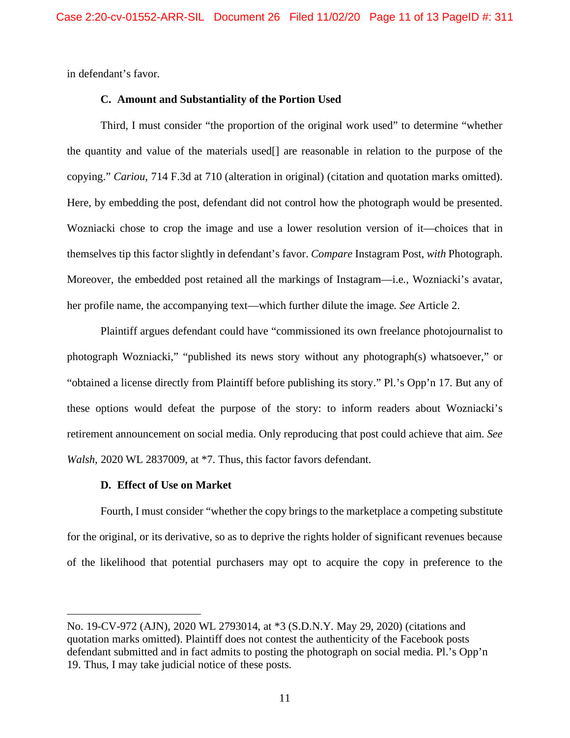in defendant's favor.

### C. Amount and Substantiality of the Portion Used

Third, I must consider "the proportion of the original work used" to determine "whether the quantity and value of the materials used[] are reasonable in relation to the purpose of the copying." *Cariou*, 714 F.3d at 710 (alteration in original) (citation and quotation marks omitted). Here, by embedding the post, defendant did not control how the photograph would be presented. Wozniacki chose to crop the image and use a lower resolution version of it—choices that in themselves tip this factor slightly in defendant's favor. *Compare* Instagram Post, *with* Photograph. Moreover, the embedded post retained all the markings of Instagram—i.e., Wozniacki's avatar, her profile name, the accompanying text—which further dilute the image. *See* Article 2.

Plaintiff argues defendant could have "commissioned its own freelance photojournalist to photograph Wozniacki," "published its news story without any photograph(s) whatsoever," or "obtained a license directly from Plaintiff before publishing its story." Pl.'s Opp'n 17. But any of these options would defeat the purpose of the story: to inform readers about Wozniacki's retirement announcement on social media. Only reproducing that post could achieve that aim. *See Walsh*, 2020 WL 2837009, at *7. Thus, this factor favors defendant.

### D. Effect of Use on Market

Fourth, I must consider "whether the copy brings to the marketplace a competing substitute for the original, or its derivative, so as to deprive the rights holder of significant revenues because of the likelihood that potential purchasers may opt to acquire the copy in preference to the

---

No. 19-CV-972 (AJN), 2020 WL 2793014, at *3 (S.D.N.Y. May 29, 2020) (citations and quotation marks omitted). Plaintiff does not contest the authenticity of the Facebook posts defendant submitted and in fact admits to posting the photograph on social media. Pl.'s Opp'n 19. Thus, I may take judicial notice of these posts.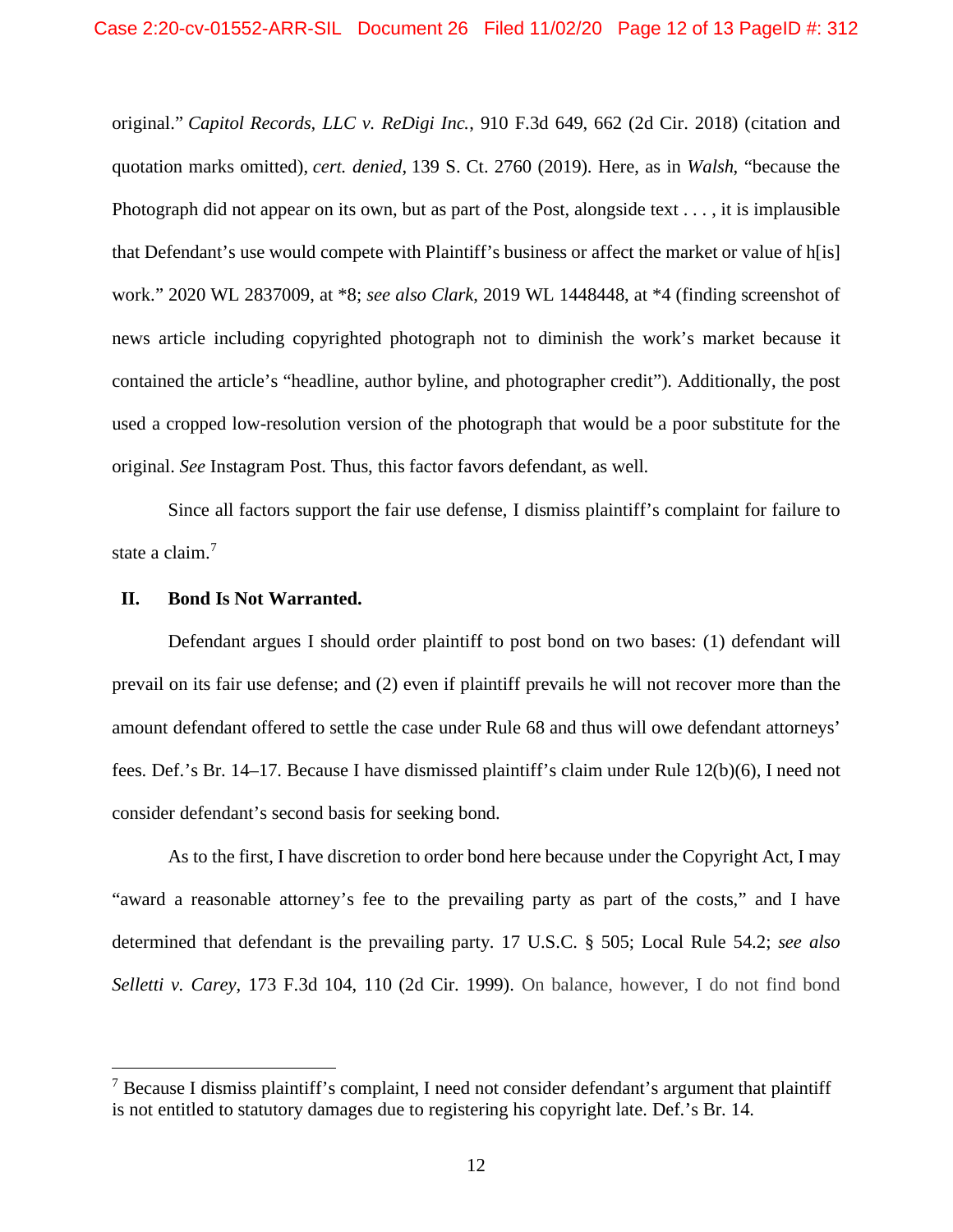original." *Capitol Records, LLC v. ReDigi Inc.*, 910 F.3d 649, 662 (2d Cir. 2018) (citation and quotation marks omitted), *cert. denied*, 139 S. Ct. 2760 (2019). Here, as in *Walsh*, "because the Photograph did not appear on its own, but as part of the Post, alongside text . . . , it is implausible that Defendant's use would compete with Plaintiff's business or affect the market or value of h[is] work." 2020 WL 2837009, at *8; *see also Clark*, 2019 WL 1448448, at *4 (finding screenshot of news article including copyrighted photograph not to diminish the work's market because it contained the article's "headline, author byline, and photographer credit"). Additionally, the post used a cropped low-resolution version of the photograph that would be a poor substitute for the original. *See* Instagram Post. Thus, this factor favors defendant, as well.

Since all factors support the fair use defense, I dismiss plaintiff's complaint for failure to state a claim.[7]

## II. Bond Is Not Warranted.

Defendant argues I should order plaintiff to post bond on two bases: (1) defendant will prevail on its fair use defense; and (2) even if plaintiff prevails he will not recover more than the amount defendant offered to settle the case under Rule 68 and thus will owe defendant attorneys' fees. Def.'s Br. 14–17. Because I have dismissed plaintiff's claim under Rule 12(b)(6), I need not consider defendant's second basis for seeking bond.

As to the first, I have discretion to order bond here because under the Copyright Act, I may "award a reasonable attorney's fee to the prevailing party as part of the costs," and I have determined that defendant is the prevailing party. 17 U.S.C. § 505; Local Rule 54.2; *see also Selletti v. Carey*, 173 F.3d 104, 110 (2d Cir. 1999). On balance, however, I do not find bond

[7] Because I dismiss plaintiff's complaint, I need not consider defendant's argument that plaintiff is not entitled to statutory damages due to registering his copyright late. Def.'s Br. 14.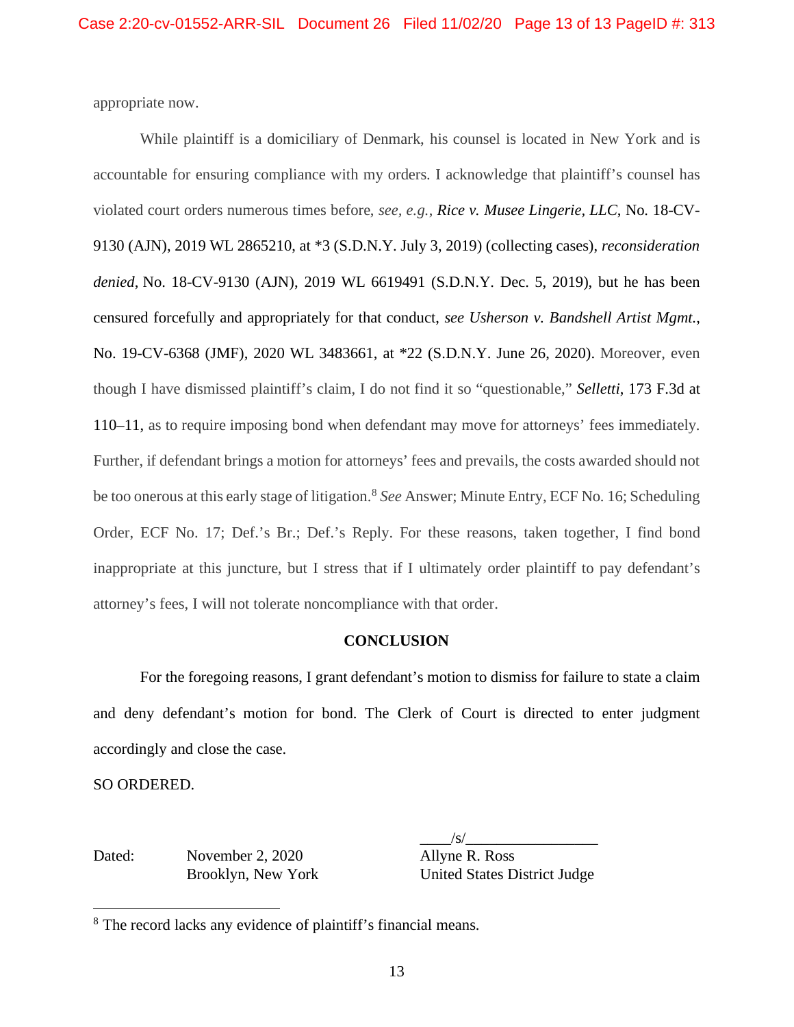appropriate now.

While plaintiff is a domiciliary of Denmark, his counsel is located in New York and is accountable for ensuring compliance with my orders. I acknowledge that plaintiff's counsel has violated court orders numerous times before, *see, e.g.*, ***Rice v. Musee Lingerie, LLC***, No. 18-CV-9130 (AJN), 2019 WL 2865210, at *3 (S.D.N.Y. July 3, 2019) (collecting cases), *reconsideration denied*, No. 18-CV-9130 (AJN), 2019 WL 6619491 (S.D.N.Y. Dec. 5, 2019), but he has been censured forcefully and appropriately for that conduct, *see Usherson v. Bandshell Artist Mgmt.*, No. 19-CV-6368 (JMF), 2020 WL 3483661, at *22 (S.D.N.Y. June 26, 2020). Moreover, even though I have dismissed plaintiff's claim, I do not find it so "questionable," ***Selletti***, 173 F.3d at 110–11, as to require imposing bond when defendant may move for attorneys' fees immediately. Further, if defendant brings a motion for attorneys' fees and prevails, the costs awarded should not be too onerous at this early stage of litigation.[8] *See* Answer; Minute Entry, ECF No. 16; Scheduling Order, ECF No. 17; Def.'s Br.; Def.'s Reply. For these reasons, taken together, I find bond inappropriate at this juncture, but I stress that if I ultimately order plaintiff to pay defendant's attorney's fees, I will not tolerate noncompliance with that order.

**CONCLUSION**

For the foregoing reasons, I grant defendant's motion to dismiss for failure to state a claim and deny defendant's motion for bond. The Clerk of Court is directed to enter judgment accordingly and close the case.

SO ORDERED.

____/s/__________________
Allyne R. Ross
United States District Judge

Dated: November 2, 2020
Brooklyn, New York

[8] The record lacks any evidence of plaintiff's financial means.